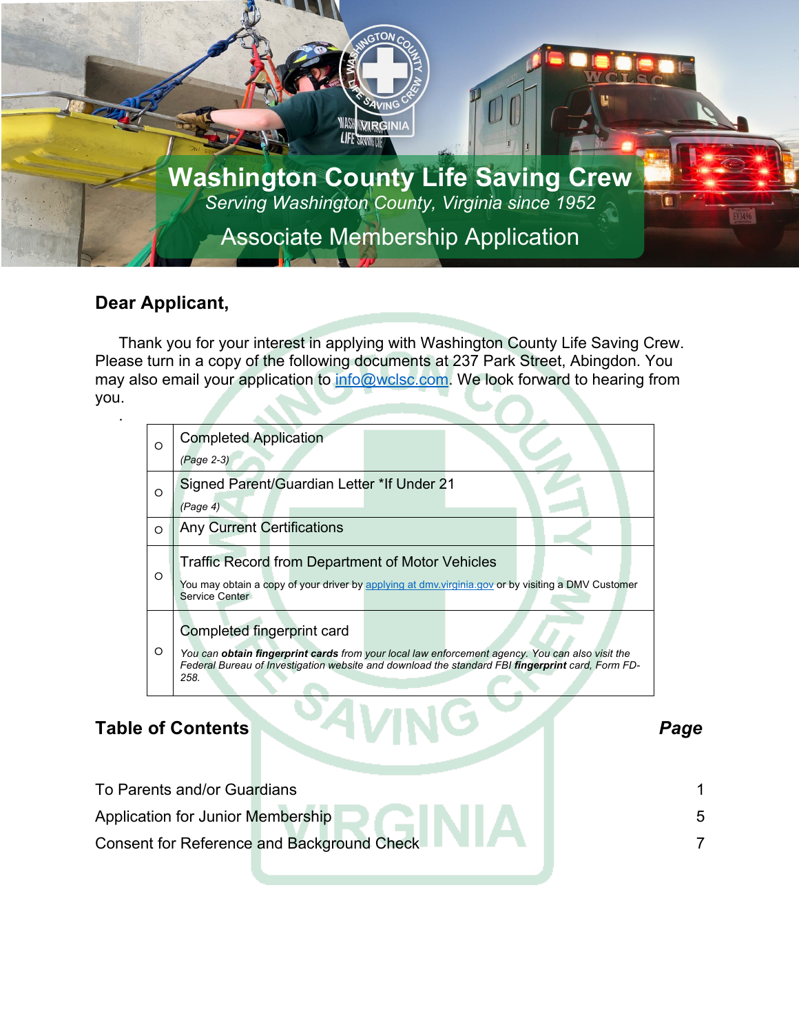# Washington County Life Saving Crew

*Serving Washington County, Virginia since 1952*

## Associate Membership Application

### Dear Applicant,

Thank you for your interest in applying with Washington County Life Saving Crew. Please turn in a copy of the following documents at 237 Park Street, Abingdon. You may also email your application to info@wclsc.com. We look forward to hearing from you.

.

| | |
|---|---|
| ○ | Completed Application<br>*(Page 2-3)* |
| ○ | Signed Parent/Guardian Letter *If Under 21<br>*(Page 4)* |
| ○ | Any Current Certifications |
| ○ | Traffic Record from Department of Motor Vehicles<br>You may obtain a copy of your driver by applying at dmv.virginia.gov or by visiting a DMV Customer Service Center |
| ○ | Completed fingerprint card<br>*You can **obtain fingerprint cards** from your local law enforcement agency. You can also visit the Federal Bureau of Investigation website and download the standard FBI **fingerprint** card, Form FD-258.* |

### Table of Contents

| | ***Page*** |
|---|---|
| To Parents and/or Guardians | 1 |
| Application for Junior Membership | 5 |
| Consent for Reference and Background Check | 7 |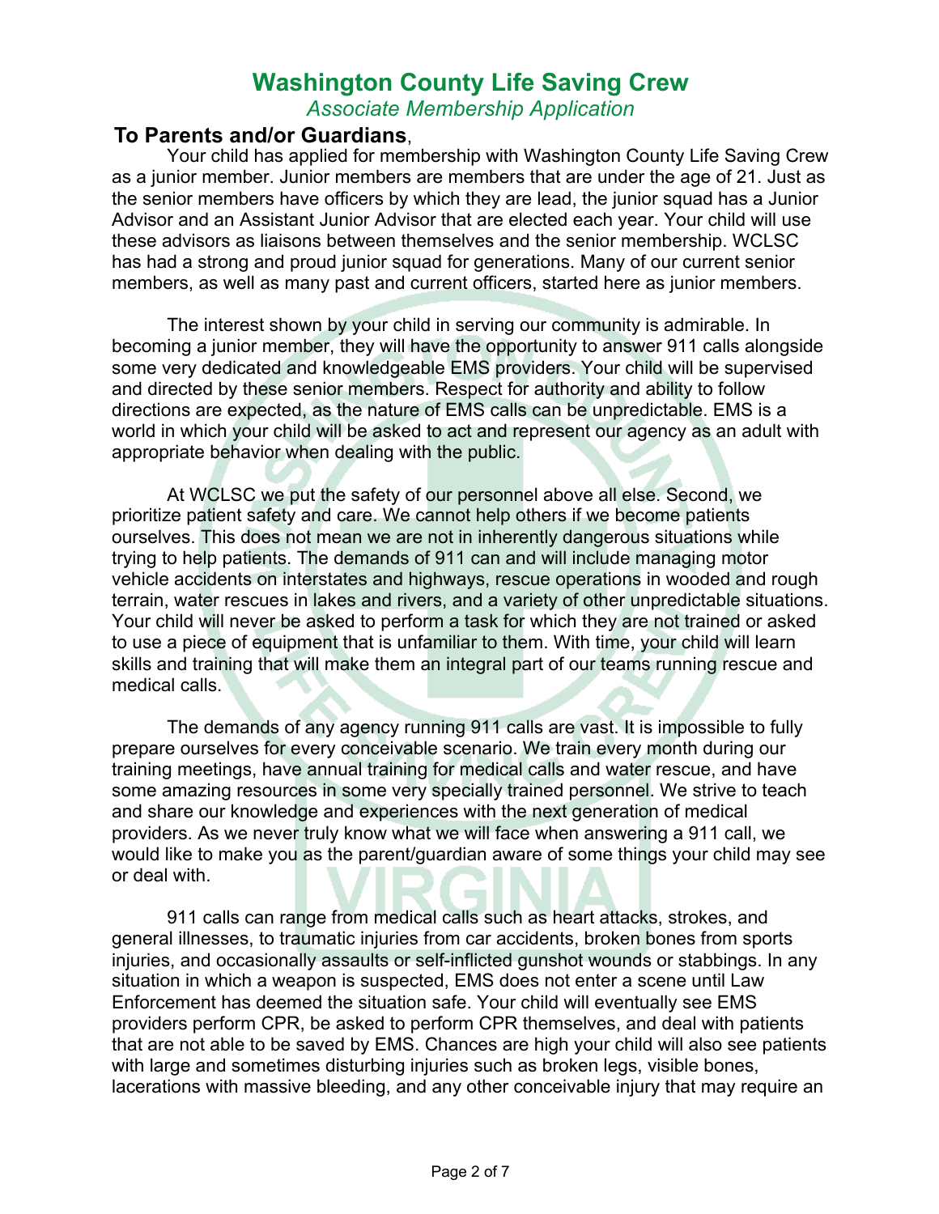# Washington County Life Saving Crew

*Associate Membership Application*

## To Parents and/or Guardians,

Your child has applied for membership with Washington County Life Saving Crew as a junior member. Junior members are members that are under the age of 21. Just as the senior members have officers by which they are lead, the junior squad has a Junior Advisor and an Assistant Junior Advisor that are elected each year. Your child will use these advisors as liaisons between themselves and the senior membership. WCLSC has had a strong and proud junior squad for generations. Many of our current senior members, as well as many past and current officers, started here as junior members.

The interest shown by your child in serving our community is admirable. In becoming a junior member, they will have the opportunity to answer 911 calls alongside some very dedicated and knowledgeable EMS providers. Your child will be supervised and directed by these senior members. Respect for authority and ability to follow directions are expected, as the nature of EMS calls can be unpredictable. EMS is a world in which your child will be asked to act and represent our agency as an adult with appropriate behavior when dealing with the public.

At WCLSC we put the safety of our personnel above all else. Second, we prioritize patient safety and care. We cannot help others if we become patients ourselves. This does not mean we are not in inherently dangerous situations while trying to help patients. The demands of 911 can and will include managing motor vehicle accidents on interstates and highways, rescue operations in wooded and rough terrain, water rescues in lakes and rivers, and a variety of other unpredictable situations. Your child will never be asked to perform a task for which they are not trained or asked to use a piece of equipment that is unfamiliar to them. With time, your child will learn skills and training that will make them an integral part of our teams running rescue and medical calls.

The demands of any agency running 911 calls are vast. It is impossible to fully prepare ourselves for every conceivable scenario. We train every month during our training meetings, have annual training for medical calls and water rescue, and have some amazing resources in some very specially trained personnel. We strive to teach and share our knowledge and experiences with the next generation of medical providers. As we never truly know what we will face when answering a 911 call, we would like to make you as the parent/guardian aware of some things your child may see or deal with.

911 calls can range from medical calls such as heart attacks, strokes, and general illnesses, to traumatic injuries from car accidents, broken bones from sports injuries, and occasionally assaults or self-inflicted gunshot wounds or stabbings. In any situation in which a weapon is suspected, EMS does not enter a scene until Law Enforcement has deemed the situation safe. Your child will eventually see EMS providers perform CPR, be asked to perform CPR themselves, and deal with patients that are not able to be saved by EMS. Chances are high your child will also see patients with large and sometimes disturbing injuries such as broken legs, visible bones, lacerations with massive bleeding, and any other conceivable injury that may require an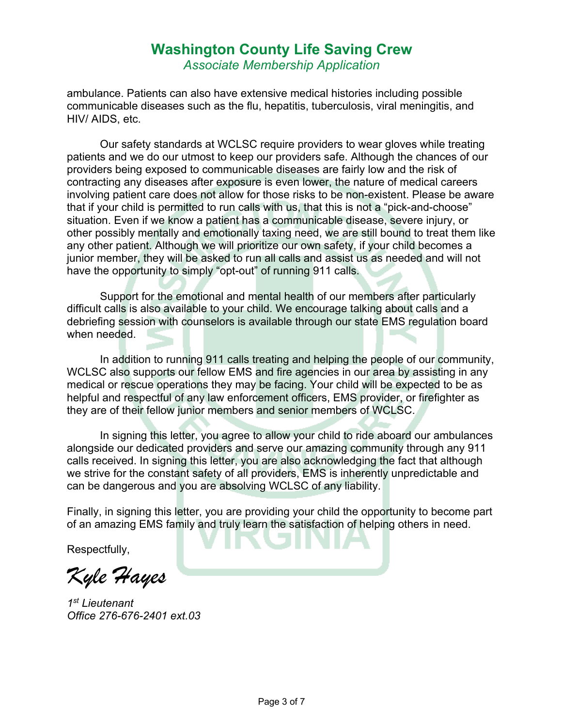ambulance. Patients can also have extensive medical histories including possible communicable diseases such as the flu, hepatitis, tuberculosis, viral meningitis, and HIV/ AIDS, etc.

Our safety standards at WCLSC require providers to wear gloves while treating patients and we do our utmost to keep our providers safe. Although the chances of our providers being exposed to communicable diseases are fairly low and the risk of contracting any diseases after exposure is even lower, the nature of medical careers involving patient care does not allow for those risks to be non-existent. Please be aware that if your child is permitted to run calls with us, that this is not a “pick-and-choose” situation. Even if we know a patient has a communicable disease, severe injury, or other possibly mentally and emotionally taxing need, we are still bound to treat them like any other patient. Although we will prioritize our own safety, if your child becomes a junior member, they will be asked to run all calls and assist us as needed and will not have the opportunity to simply “opt-out” of running 911 calls.

Support for the emotional and mental health of our members after particularly difficult calls is also available to your child. We encourage talking about calls and a debriefing session with counselors is available through our state EMS regulation board when needed.

In addition to running 911 calls treating and helping the people of our community, WCLSC also supports our fellow EMS and fire agencies in our area by assisting in any medical or rescue operations they may be facing. Your child will be expected to be as helpful and respectful of any law enforcement officers, EMS provider, or firefighter as they are of their fellow junior members and senior members of WCLSC.

In signing this letter, you agree to allow your child to ride aboard our ambulances alongside our dedicated providers and serve our amazing community through any 911 calls received. In signing this letter, you are also acknowledging the fact that although we strive for the constant safety of all providers, EMS is inherently unpredictable and can be dangerous and you are absolving WCLSC of any liability.

Finally, in signing this letter, you are providing your child the opportunity to become part of an amazing EMS family and truly learn the satisfaction of helping others in need.

Respectfully,

*Kyle Hayes*

*1st Lieutenant*
*Office 276-676-2401 ext.03*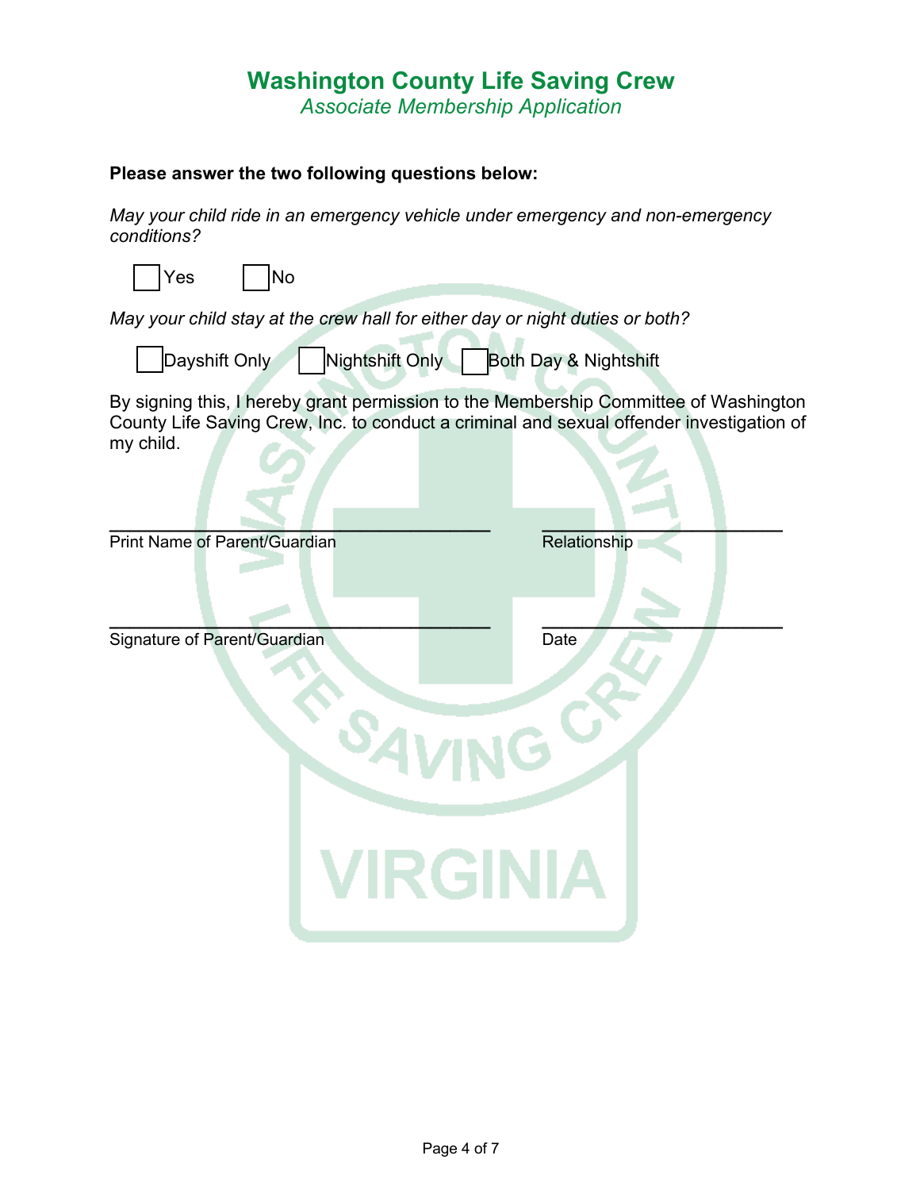# Washington County Life Saving Crew

*Associate Membership Application*

**Please answer the two following questions below:**

*May your child ride in an emergency vehicle under emergency and non-emergency conditions?*

☐ Yes ☐ No

*May your child stay at the crew hall for either day or night duties or both?*

☐ Dayshift Only ☐ Nightshift Only ☐ Both Day & Nightshift

By signing this, I hereby grant permission to the Membership Committee of Washington County Life Saving Crew, Inc. to conduct a criminal and sexual offender investigation of my child.

\_\_\_\_\_\_\_\_\_\_\_\_\_\_\_\_\_\_\_\_\_\_\_\_\_\_\_\_\_\_\_\_\_\_\_\_\_\_\_\_ \_\_\_\_\_\_\_\_\_\_\_\_\_\_\_\_\_\_\_\_\_\_\_\_\_
Print Name of Parent/Guardian Relationship

\_\_\_\_\_\_\_\_\_\_\_\_\_\_\_\_\_\_\_\_\_\_\_\_\_\_\_\_\_\_\_\_\_\_\_\_\_\_\_\_ \_\_\_\_\_\_\_\_\_\_\_\_\_\_\_\_\_\_\_\_\_\_\_\_\_
Signature of Parent/Guardian Date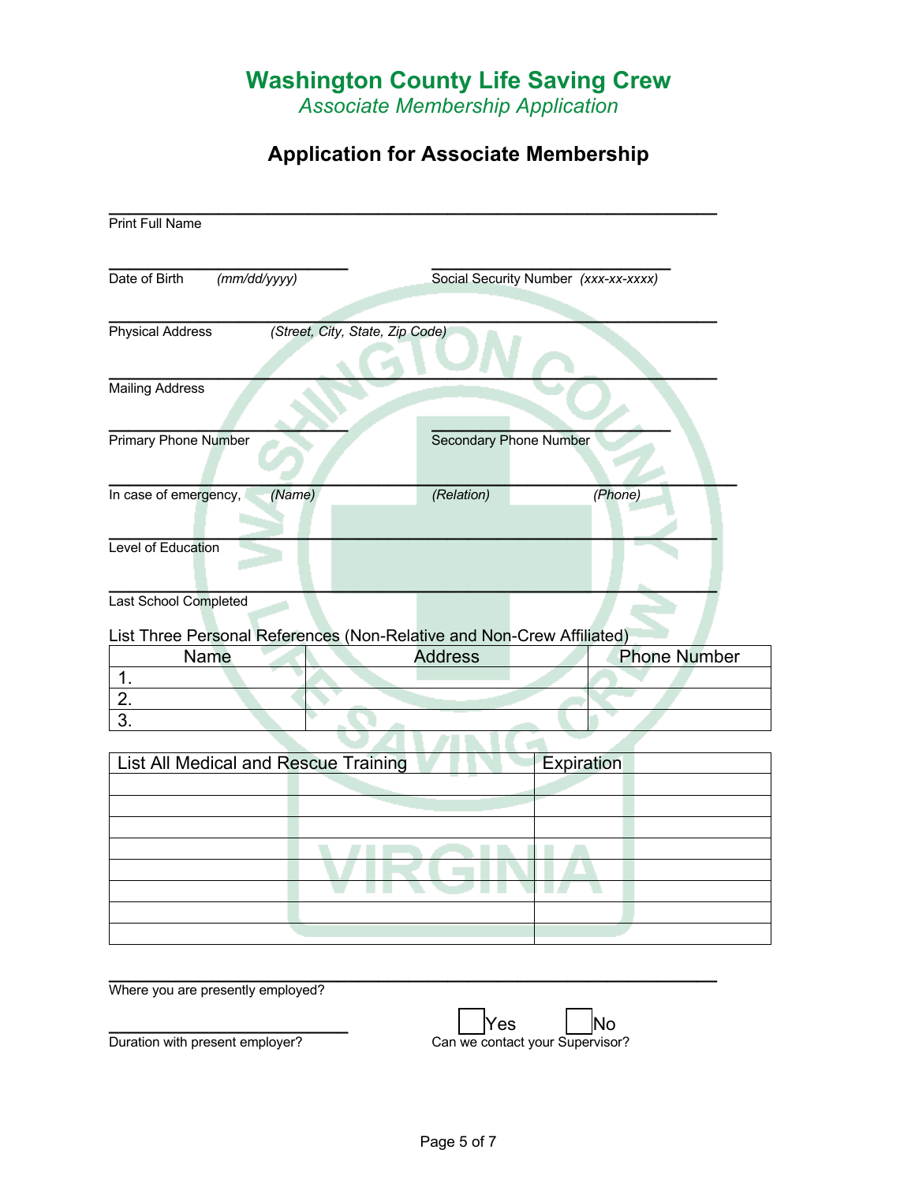# Washington County Life Saving Crew

*Associate Membership Application*

## Application for Associate Membership

\_\_\_\_\_\_\_\_\_\_\_\_\_\_\_\_\_\_\_\_\_\_\_\_\_\_\_\_\_\_\_\_\_\_\_\_\_\_\_\_\_\_\_\_\_\_\_\_\_\_\_\_\_\_

Print Full Name

\_\_\_\_\_\_\_\_\_\_\_\_\_\_\_\_\_\_\_\_\_\_\_\_ \_\_\_\_\_\_\_\_\_\_\_\_\_\_\_\_\_\_\_\_\_\_\_\_

Date of Birth *(mm/dd/yyyy)* Social Security Number *(xxx-xx-xxxx)*

\_\_\_\_\_\_\_\_\_\_\_\_\_\_\_\_\_\_\_\_\_\_\_\_\_\_\_\_\_\_\_\_\_\_\_\_\_\_\_\_\_\_\_\_\_\_\_\_\_\_\_\_\_\_

Physical Address *(Street, City, State, Zip Code)*

\_\_\_\_\_\_\_\_\_\_\_\_\_\_\_\_\_\_\_\_\_\_\_\_\_\_\_\_\_\_\_\_\_\_\_\_\_\_\_\_\_\_\_\_\_\_\_\_\_\_\_\_\_\_

Mailing Address

\_\_\_\_\_\_\_\_\_\_\_\_\_\_\_\_\_\_\_\_\_\_\_\_ \_\_\_\_\_\_\_\_\_\_\_\_\_\_\_\_\_\_\_\_\_\_\_\_

Primary Phone Number Secondary Phone Number

\_\_\_\_\_\_\_\_\_\_\_\_\_\_\_\_\_\_\_\_\_\_\_\_\_\_\_\_\_\_\_\_\_\_\_\_\_\_\_\_\_\_\_\_\_\_\_\_\_\_\_\_\_\_

In case of emergency, *(Name)* *(Relation)* *(Phone)*

\_\_\_\_\_\_\_\_\_\_\_\_\_\_\_\_\_\_\_\_\_\_\_\_\_\_\_\_\_\_\_\_\_\_\_\_\_\_\_\_\_\_\_\_\_\_\_\_\_\_\_\_\_\_

Level of Education

\_\_\_\_\_\_\_\_\_\_\_\_\_\_\_\_\_\_\_\_\_\_\_\_\_\_\_\_\_\_\_\_\_\_\_\_\_\_\_\_\_\_\_\_\_\_\_\_\_\_\_\_\_\_

Last School Completed

List Three Personal References (Non-Relative and Non-Crew Affiliated)

| Name | Address | Phone Number |
|---|---|---|
| 1. | | |
| 2. | | |
| 3. | | |

| List All Medical and Rescue Training | Expiration |
|---|---|
| | |
| | |
| | |
| | |
| | |
| | |
| | |
| | |

\_\_\_\_\_\_\_\_\_\_\_\_\_\_\_\_\_\_\_\_\_\_\_\_\_\_\_\_\_\_\_\_\_\_\_\_\_\_\_\_\_\_\_\_\_\_\_\_\_\_\_\_\_\_

Where you are presently employed?

\_\_\_\_\_\_\_\_\_\_\_\_\_\_\_\_\_\_\_\_\_\_\_\_ ☐ Yes ☐ No

Duration with present employer? Can we contact your Supervisor?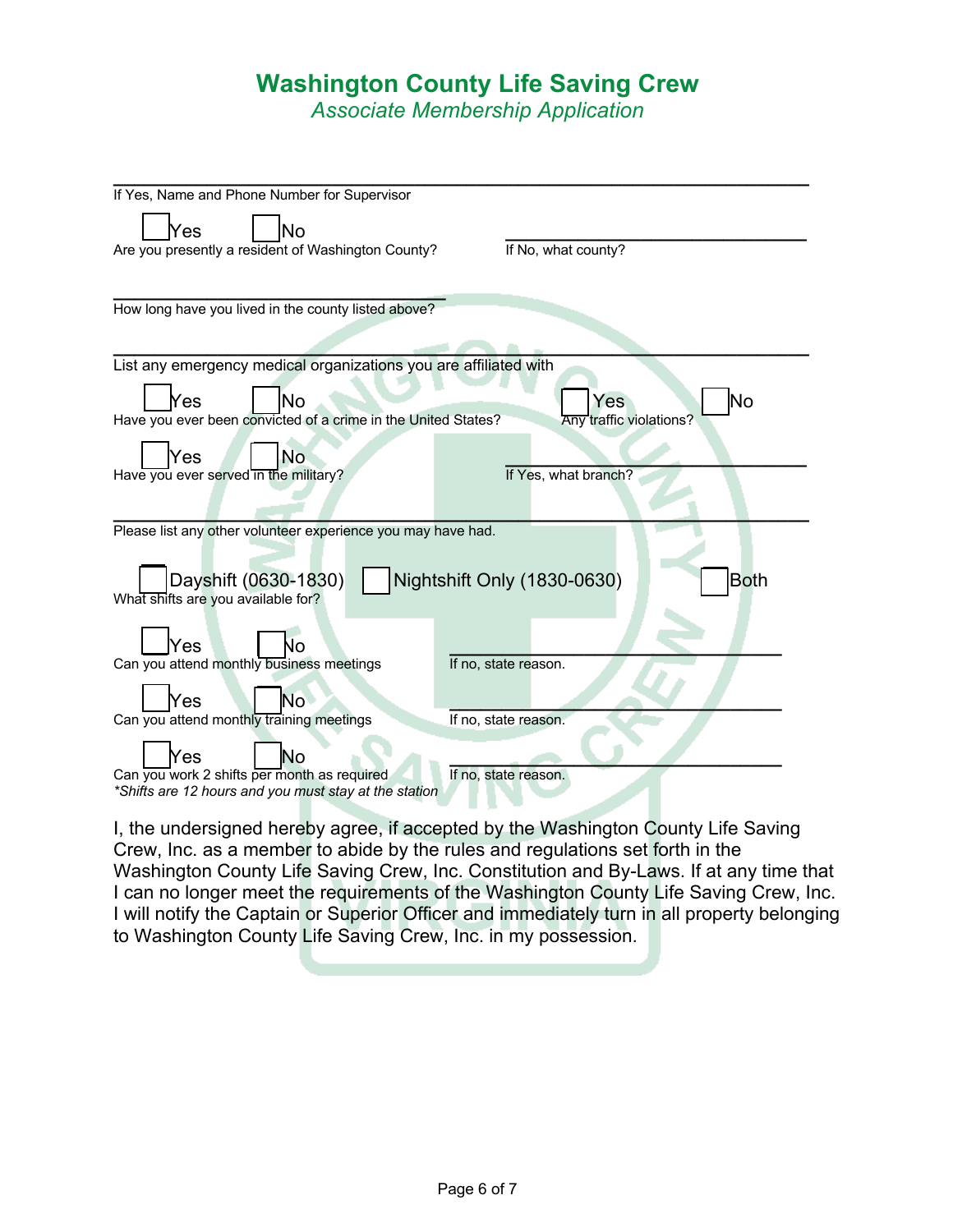# Washington County Life Saving Crew

*Associate Membership Application*

\_\_\_\_\_\_\_\_\_\_\_\_\_\_\_\_\_\_\_\_\_\_\_\_\_\_\_\_\_\_\_\_\_\_\_\_\_\_\_\_\_\_\_\_\_\_\_\_\_\_\_\_\_\_\_\_\_\_\_\_\_\_\_\_
If Yes, Name and Phone Number for Supervisor

☐ Yes ☐ No
Are you presently a resident of Washington County? \_\_\_\_\_\_\_\_\_\_\_\_\_\_\_\_\_\_\_\_\_\_\_\_\_\_
If No, what county?

\_\_\_\_\_\_\_\_\_\_\_\_\_\_\_\_\_\_\_\_\_\_\_\_\_\_\_\_\_\_\_\_\_\_
How long have you lived in the county listed above?

\_\_\_\_\_\_\_\_\_\_\_\_\_\_\_\_\_\_\_\_\_\_\_\_\_\_\_\_\_\_\_\_\_\_\_\_\_\_\_\_\_\_\_\_\_\_\_\_\_\_\_\_\_\_\_\_\_\_\_\_\_\_\_\_
List any emergency medical organizations you are affiliated with

☐ Yes ☐ No
Have you ever been convicted of a crime in the United States?

☐ Yes ☐ No
Any traffic violations?

☐ Yes ☐ No
Have you ever served in the military? \_\_\_\_\_\_\_\_\_\_\_\_\_\_\_\_\_\_\_\_\_\_\_\_\_\_
If Yes, what branch?

\_\_\_\_\_\_\_\_\_\_\_\_\_\_\_\_\_\_\_\_\_\_\_\_\_\_\_\_\_\_\_\_\_\_\_\_\_\_\_\_\_\_\_\_\_\_\_\_\_\_\_\_\_\_\_\_\_\_\_\_\_\_\_\_
Please list any other volunteer experience you may have had.

☐ Dayshift (0630-1830) ☐ Nightshift Only (1830-0630) ☐ Both
What shifts are you available for?

☐ Yes ☐ No
Can you attend monthly business meetings \_\_\_\_\_\_\_\_\_\_\_\_\_\_\_\_\_\_\_\_\_\_\_\_\_\_\_\_\_\_
If no, state reason.

☐ Yes ☐ No
Can you attend monthly training meetings \_\_\_\_\_\_\_\_\_\_\_\_\_\_\_\_\_\_\_\_\_\_\_\_\_\_\_\_\_\_
If no, state reason.

☐ Yes ☐ No
Can you work 2 shifts per month as required \_\_\_\_\_\_\_\_\_\_\_\_\_\_\_\_\_\_\_\_\_\_\_\_\_\_\_\_\_\_
*\*Shifts are 12 hours and you must stay at the station*
If no, state reason.

I, the undersigned hereby agree, if accepted by the Washington County Life Saving Crew, Inc. as a member to abide by the rules and regulations set forth in the Washington County Life Saving Crew, Inc. Constitution and By-Laws. If at any time that I can no longer meet the requirements of the Washington County Life Saving Crew, Inc. I will notify the Captain or Superior Officer and immediately turn in all property belonging to Washington County Life Saving Crew, Inc. in my possession.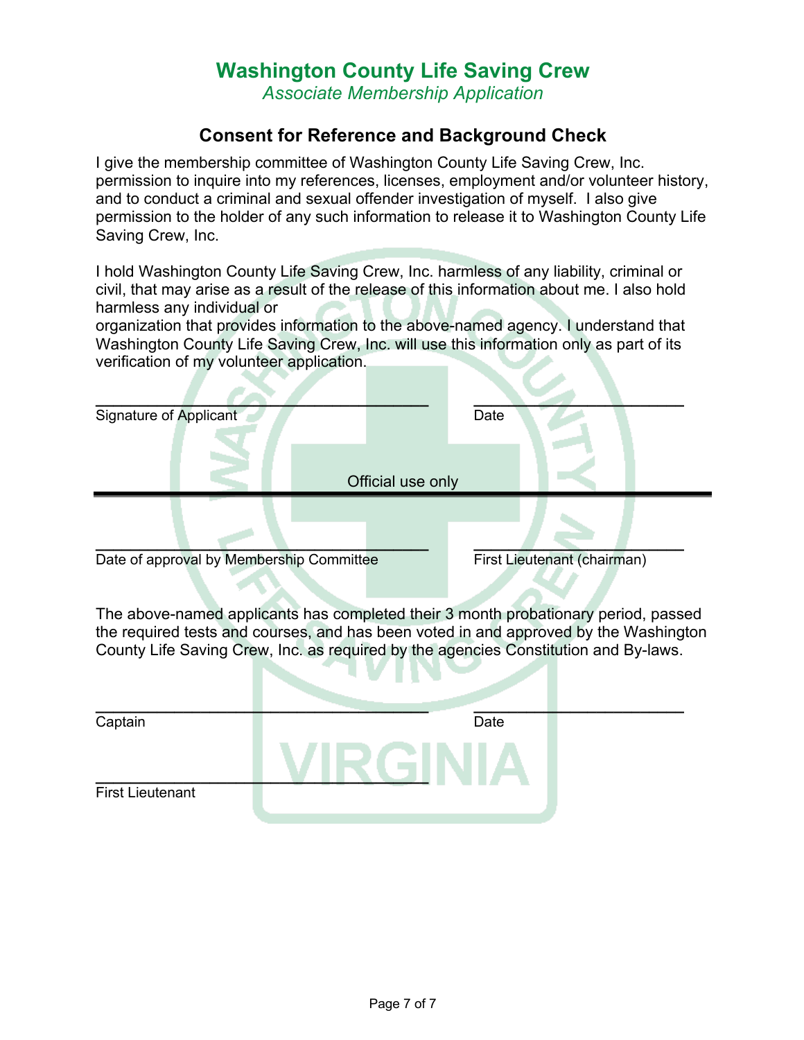# Washington County Life Saving Crew

*Associate Membership Application*

## Consent for Reference and Background Check

I give the membership committee of Washington County Life Saving Crew, Inc. permission to inquire into my references, licenses, employment and/or volunteer history, and to conduct a criminal and sexual offender investigation of myself. I also give permission to the holder of any such information to release it to Washington County Life Saving Crew, Inc.

I hold Washington County Life Saving Crew, Inc. harmless of any liability, criminal or civil, that may arise as a result of the release of this information about me. I also hold harmless any individual or organization that provides information to the above-named agency. I understand that Washington County Life Saving Crew, Inc. will use this information only as part of its verification of my volunteer application.

\_\_\_\_\_\_\_\_\_\_\_\_\_\_\_\_\_\_\_\_\_\_\_\_\_\_\_\_\_\_\_\_ \_\_\_\_\_\_\_\_\_\_\_\_\_\_\_\_\_\_\_\_

Signature of Applicant Date

Official use only

---

\_\_\_\_\_\_\_\_\_\_\_\_\_\_\_\_\_\_\_\_\_\_\_\_\_\_\_\_\_\_\_\_ \_\_\_\_\_\_\_\_\_\_\_\_\_\_\_\_\_\_\_\_

Date of approval by Membership Committee First Lieutenant (chairman)

The above-named applicants has completed their 3 month probationary period, passed the required tests and courses, and has been voted in and approved by the Washington County Life Saving Crew, Inc. as required by the agencies Constitution and By-laws.

\_\_\_\_\_\_\_\_\_\_\_\_\_\_\_\_\_\_\_\_\_\_\_\_\_\_\_\_\_\_\_\_ \_\_\_\_\_\_\_\_\_\_\_\_\_\_\_\_\_\_\_\_

Captain Date

\_\_\_\_\_\_\_\_\_\_\_\_\_\_\_\_\_\_\_\_\_\_\_\_\_\_\_\_\_\_\_\_

First Lieutenant